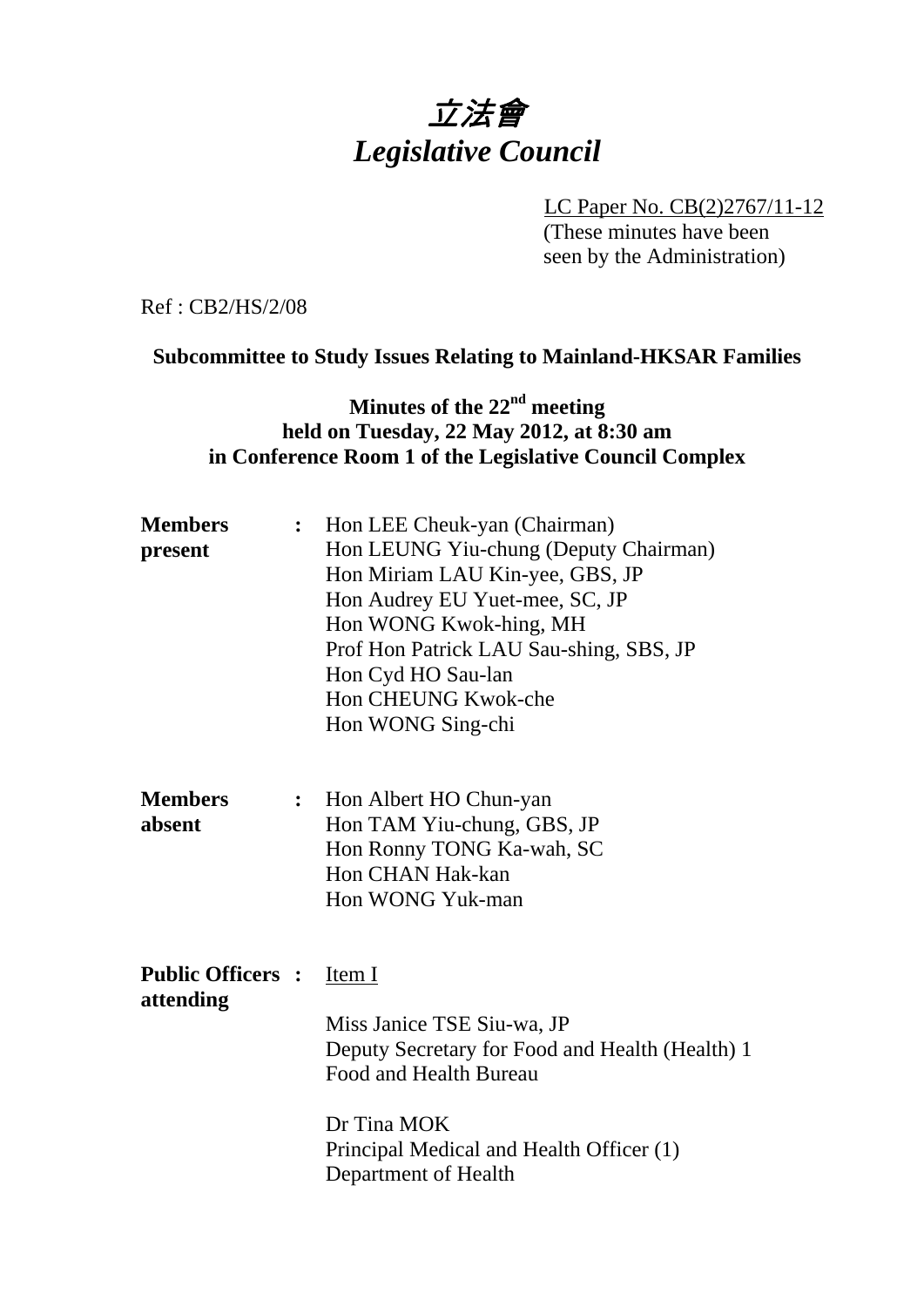# 立法會
# *Legislative Council*

LC Paper No. CB(2)2767/11-12
(These minutes have been seen by the Administration)

Ref : CB2/HS/2/08

**Subcommittee to Study Issues Relating to Mainland-HKSAR Families**

**Minutes of the 22nd meeting**
**held on Tuesday, 22 May 2012, at 8:30 am**
**in Conference Room 1 of the Legislative Council Complex**

| | | |
|---|---|---|
| **Members present** | **:** | Hon LEE Cheuk-yan (Chairman)<br>Hon LEUNG Yiu-chung (Deputy Chairman)<br>Hon Miriam LAU Kin-yee, GBS, JP<br>Hon Audrey EU Yuet-mee, SC, JP<br>Hon WONG Kwok-hing, MH<br>Prof Hon Patrick LAU Sau-shing, SBS, JP<br>Hon Cyd HO Sau-lan<br>Hon CHEUNG Kwok-che<br>Hon WONG Sing-chi |
| **Members absent** | **:** | Hon Albert HO Chun-yan<br>Hon TAM Yiu-chung, GBS, JP<br>Hon Ronny TONG Ka-wah, SC<br>Hon CHAN Hak-kan<br>Hon WONG Yuk-man |
| **Public Officers attending** | **:** | Item I<br><br>Miss Janice TSE Siu-wa, JP<br>Deputy Secretary for Food and Health (Health) 1<br>Food and Health Bureau<br><br>Dr Tina MOK<br>Principal Medical and Health Officer (1)<br>Department of Health |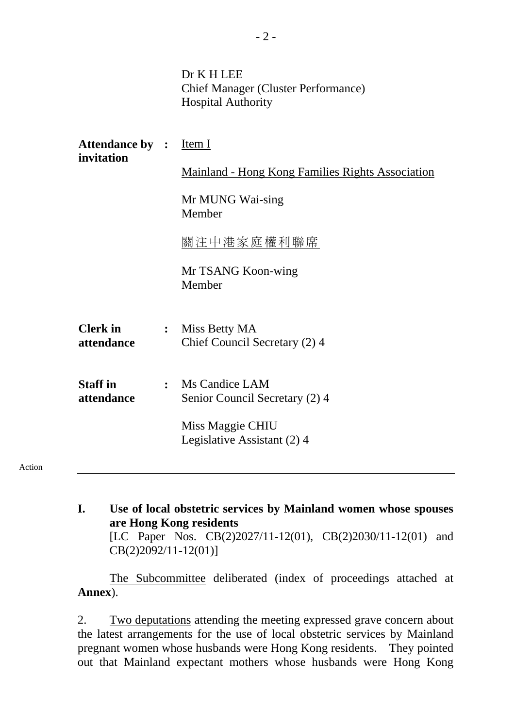Dr K H LEE
Chief Manager (Cluster Performance)
Hospital Authority

**Attendance by invitation** : Item I

Mainland - Hong Kong Families Rights Association

Mr MUNG Wai-sing
Member

關注中港家庭權利聯席

Mr TSANG Koon-wing
Member

**Clerk in attendance** : Miss Betty MA
Chief Council Secretary (2) 4

**Staff in attendance** : Ms Candice LAM
Senior Council Secretary (2) 4

Miss Maggie CHIU
Legislative Assistant (2) 4

Action

---

**I. Use of local obstetric services by Mainland women whose spouses are Hong Kong residents**

[LC Paper Nos. CB(2)2027/11-12(01), CB(2)2030/11-12(01) and CB(2)2092/11-12(01)]

The Subcommittee deliberated (index of proceedings attached at **Annex**).

2. Two deputations attending the meeting expressed grave concern about the latest arrangements for the use of local obstetric services by Mainland pregnant women whose husbands were Hong Kong residents. They pointed out that Mainland expectant mothers whose husbands were Hong Kong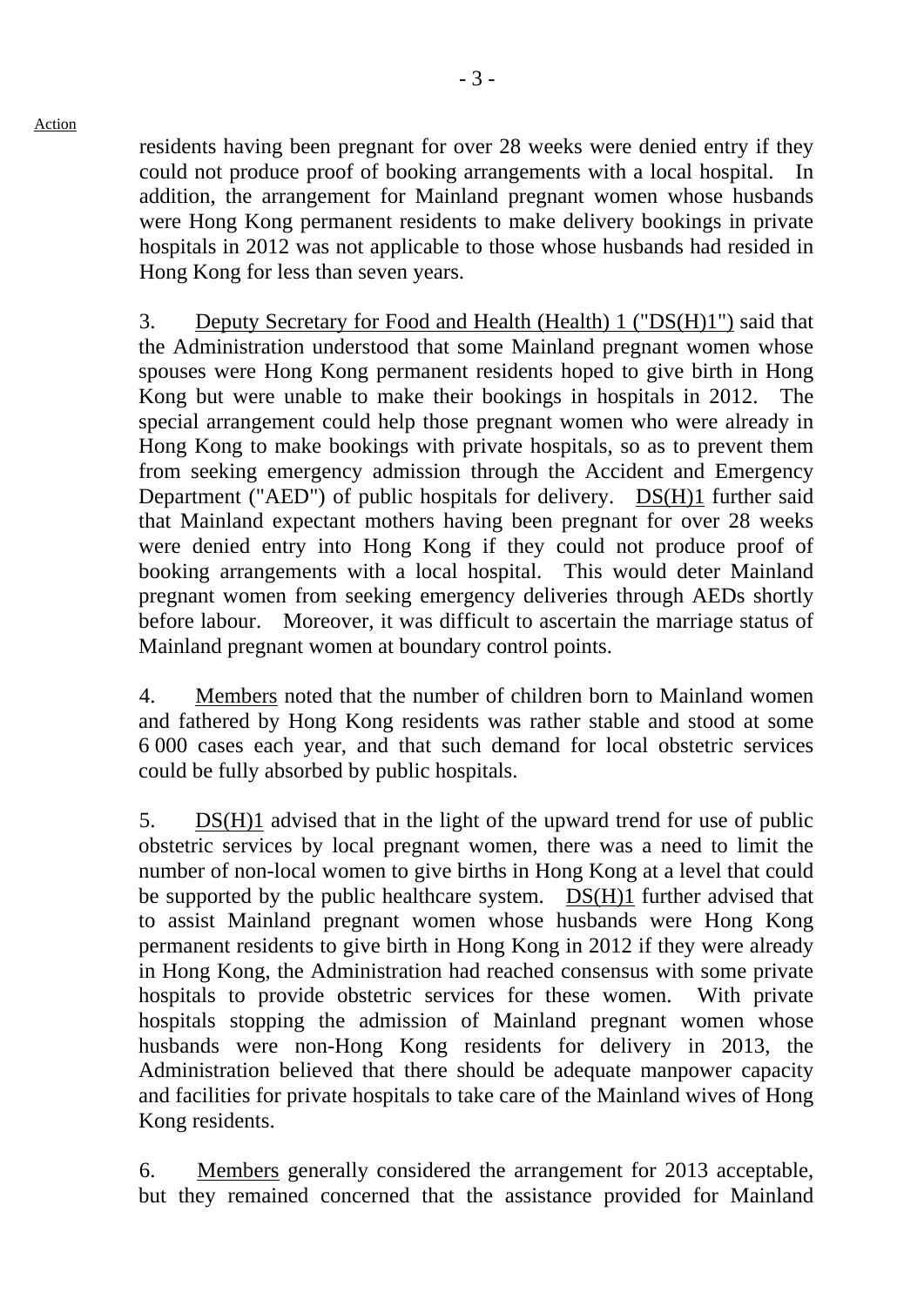residents having been pregnant for over 28 weeks were denied entry if they could not produce proof of booking arrangements with a local hospital. In addition, the arrangement for Mainland pregnant women whose husbands were Hong Kong permanent residents to make delivery bookings in private hospitals in 2012 was not applicable to those whose husbands had resided in Hong Kong for less than seven years.

3. Deputy Secretary for Food and Health (Health) 1 ("DS(H)1") said that the Administration understood that some Mainland pregnant women whose spouses were Hong Kong permanent residents hoped to give birth in Hong Kong but were unable to make their bookings in hospitals in 2012. The special arrangement could help those pregnant women who were already in Hong Kong to make bookings with private hospitals, so as to prevent them from seeking emergency admission through the Accident and Emergency Department ("AED") of public hospitals for delivery. DS(H)1 further said that Mainland expectant mothers having been pregnant for over 28 weeks were denied entry into Hong Kong if they could not produce proof of booking arrangements with a local hospital. This would deter Mainland pregnant women from seeking emergency deliveries through AEDs shortly before labour. Moreover, it was difficult to ascertain the marriage status of Mainland pregnant women at boundary control points.

4. Members noted that the number of children born to Mainland women and fathered by Hong Kong residents was rather stable and stood at some 6 000 cases each year, and that such demand for local obstetric services could be fully absorbed by public hospitals.

5. DS(H)1 advised that in the light of the upward trend for use of public obstetric services by local pregnant women, there was a need to limit the number of non-local women to give births in Hong Kong at a level that could be supported by the public healthcare system. DS(H)1 further advised that to assist Mainland pregnant women whose husbands were Hong Kong permanent residents to give birth in Hong Kong in 2012 if they were already in Hong Kong, the Administration had reached consensus with some private hospitals to provide obstetric services for these women. With private hospitals stopping the admission of Mainland pregnant women whose husbands were non-Hong Kong residents for delivery in 2013, the Administration believed that there should be adequate manpower capacity and facilities for private hospitals to take care of the Mainland wives of Hong Kong residents.

6. Members generally considered the arrangement for 2013 acceptable, but they remained concerned that the assistance provided for Mainland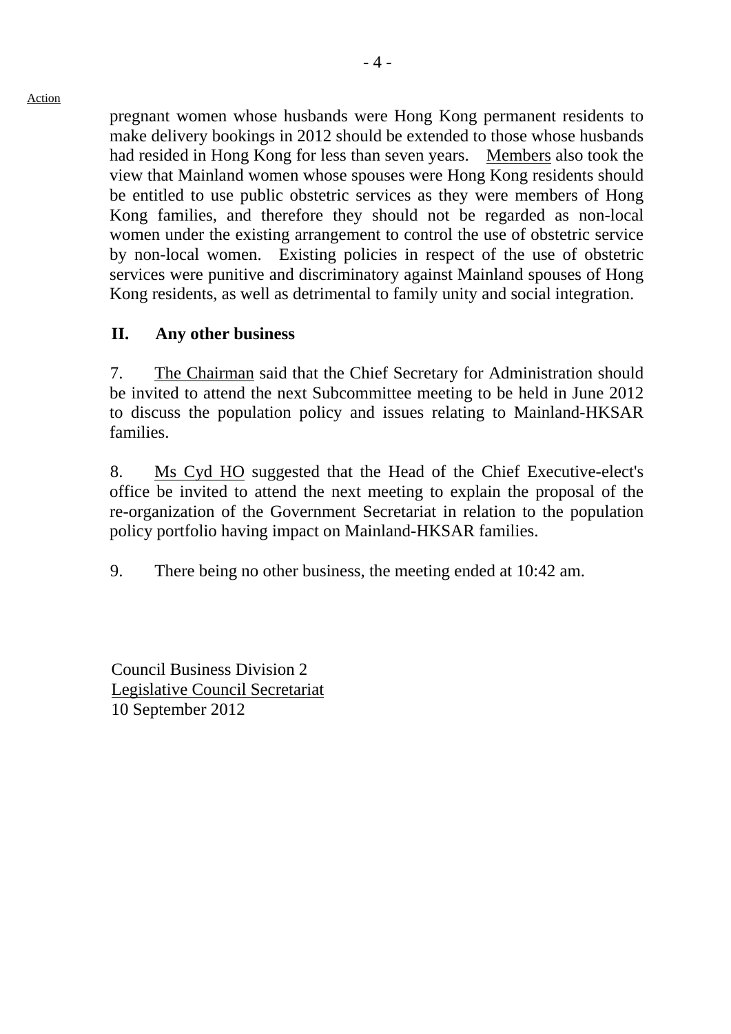Action

pregnant women whose husbands were Hong Kong permanent residents to make delivery bookings in 2012 should be extended to those whose husbands had resided in Hong Kong for less than seven years. Members also took the view that Mainland women whose spouses were Hong Kong residents should be entitled to use public obstetric services as they were members of Hong Kong families, and therefore they should not be regarded as non-local women under the existing arrangement to control the use of obstetric service by non-local women. Existing policies in respect of the use of obstetric services were punitive and discriminatory against Mainland spouses of Hong Kong residents, as well as detrimental to family unity and social integration.

## II. Any other business

7. The Chairman said that the Chief Secretary for Administration should be invited to attend the next Subcommittee meeting to be held in June 2012 to discuss the population policy and issues relating to Mainland-HKSAR families.

8. Ms Cyd HO suggested that the Head of the Chief Executive-elect's office be invited to attend the next meeting to explain the proposal of the re-organization of the Government Secretariat in relation to the population policy portfolio having impact on Mainland-HKSAR families.

9. There being no other business, the meeting ended at 10:42 am.

Council Business Division 2
Legislative Council Secretariat
10 September 2012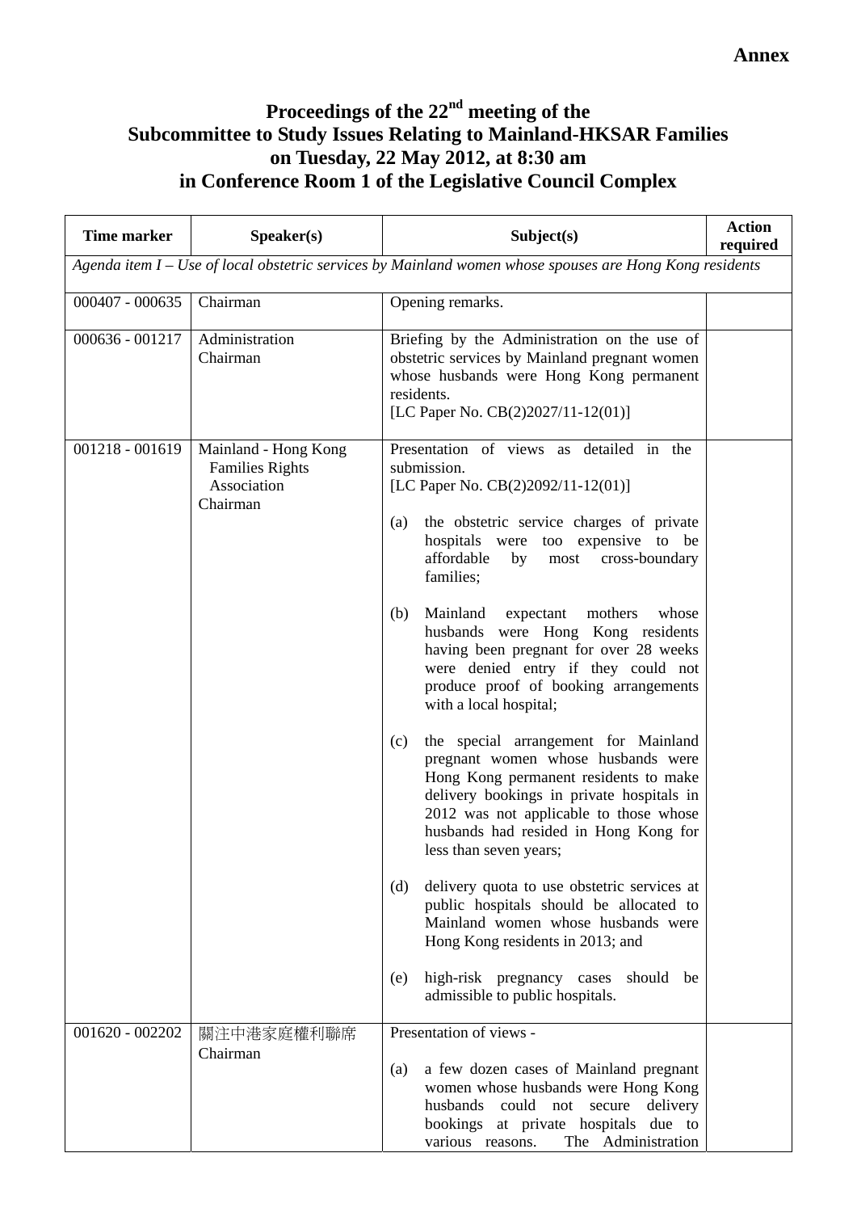**Annex**

# Proceedings of the 22nd meeting of the Subcommittee to Study Issues Relating to Mainland-HKSAR Families on Tuesday, 22 May 2012, at 8:30 am in Conference Room 1 of the Legislative Council Complex

| Time marker | Speaker(s) | Subject(s) | Action required |
|---|---|---|---|
| *Agenda item I – Use of local obstetric services by Mainland women whose spouses are Hong Kong residents* | | | |
| 000407 - 000635 | Chairman | Opening remarks. | |
| 000636 - 001217 | Administration<br>Chairman | Briefing by the Administration on the use of obstetric services by Mainland pregnant women whose husbands were Hong Kong permanent residents.<br>[LC Paper No. CB(2)2027/11-12(01)] | |
| 001218 - 001619 | Mainland - Hong Kong Families Rights Association<br>Chairman | Presentation of views as detailed in the submission.<br>[LC Paper No. CB(2)2092/11-12(01)]<br><br>(a) the obstetric service charges of private hospitals were too expensive to be affordable by most cross-boundary families;<br><br>(b) Mainland expectant mothers whose husbands were Hong Kong residents having been pregnant for over 28 weeks were denied entry if they could not produce proof of booking arrangements with a local hospital;<br><br>(c) the special arrangement for Mainland pregnant women whose husbands were Hong Kong permanent residents to make delivery bookings in private hospitals in 2012 was not applicable to those whose husbands had resided in Hong Kong for less than seven years;<br><br>(d) delivery quota to use obstetric services at public hospitals should be allocated to Mainland women whose husbands were Hong Kong residents in 2013; and<br><br>(e) high-risk pregnancy cases should be admissible to public hospitals. | |
| 001620 - 002202 | 關注中港家庭權利聯席<br>Chairman | Presentation of views -<br><br>(a) a few dozen cases of Mainland pregnant women whose husbands were Hong Kong husbands could not secure delivery bookings at private hospitals due to various reasons. The Administration | |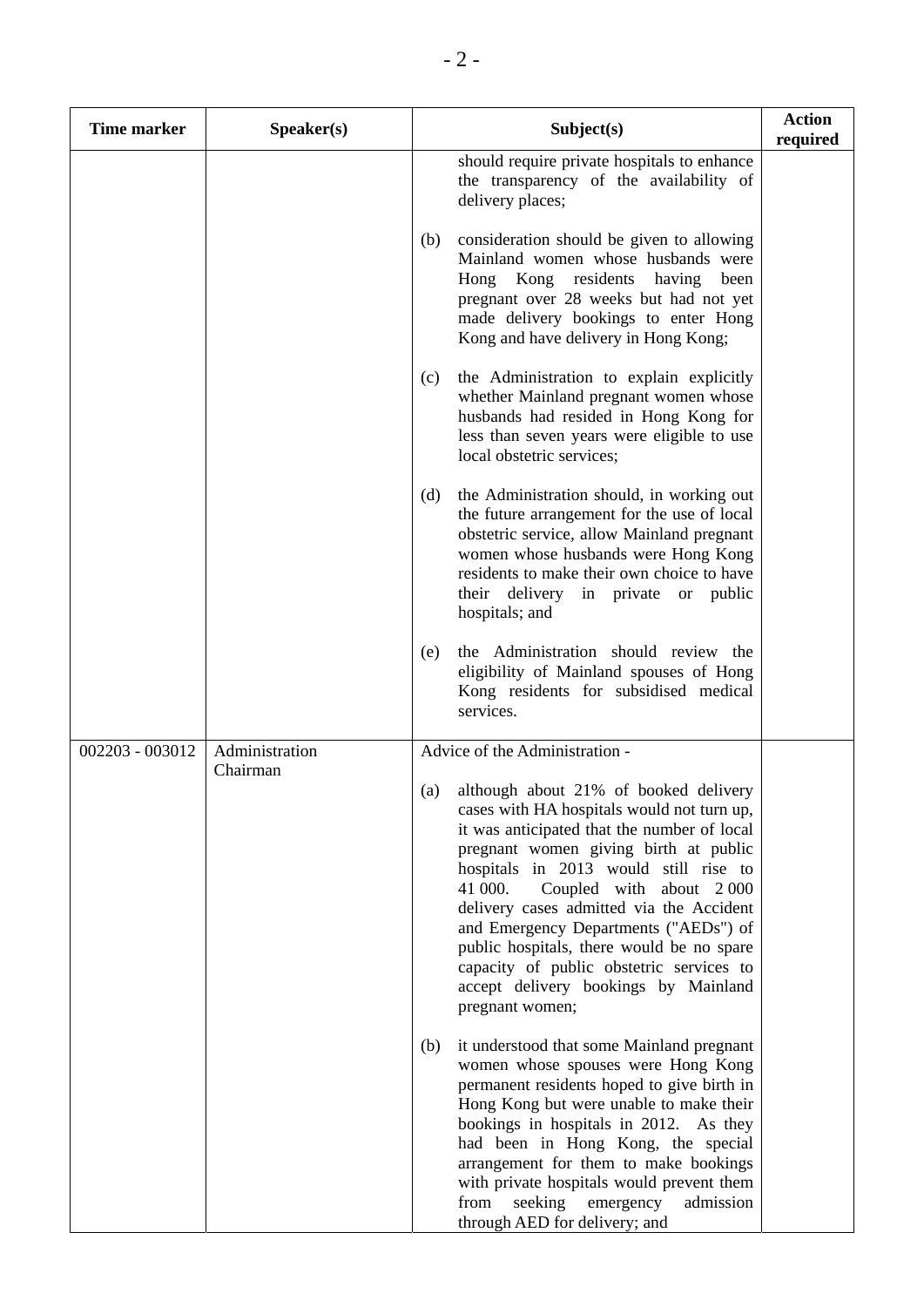| Time marker | Speaker(s) | Subject(s) | Action required |
|---|---|---|---|
| | | should require private hospitals to enhance the transparency of the availability of delivery places;<br><br>(b) consideration should be given to allowing Mainland women whose husbands were Hong Kong residents having been pregnant over 28 weeks but had not yet made delivery bookings to enter Hong Kong and have delivery in Hong Kong;<br><br>(c) the Administration to explain explicitly whether Mainland pregnant women whose husbands had resided in Hong Kong for less than seven years were eligible to use local obstetric services;<br><br>(d) the Administration should, in working out the future arrangement for the use of local obstetric service, allow Mainland pregnant women whose husbands were Hong Kong residents to make their own choice to have their delivery in private or public hospitals; and<br><br>(e) the Administration should review the eligibility of Mainland spouses of Hong Kong residents for subsidised medical services. | |
| 002203 - 003012 | Administration<br>Chairman | Advice of the Administration -<br><br>(a) although about 21% of booked delivery cases with HA hospitals would not turn up, it was anticipated that the number of local pregnant women giving birth at public hospitals in 2013 would still rise to 41 000. Coupled with about 2 000 delivery cases admitted via the Accident and Emergency Departments ("AEDs") of public hospitals, there would be no spare capacity of public obstetric services to accept delivery bookings by Mainland pregnant women;<br><br>(b) it understood that some Mainland pregnant women whose spouses were Hong Kong permanent residents hoped to give birth in Hong Kong but were unable to make their bookings in hospitals in 2012. As they had been in Hong Kong, the special arrangement for them to make bookings with private hospitals would prevent them from seeking emergency admission through AED for delivery; and | |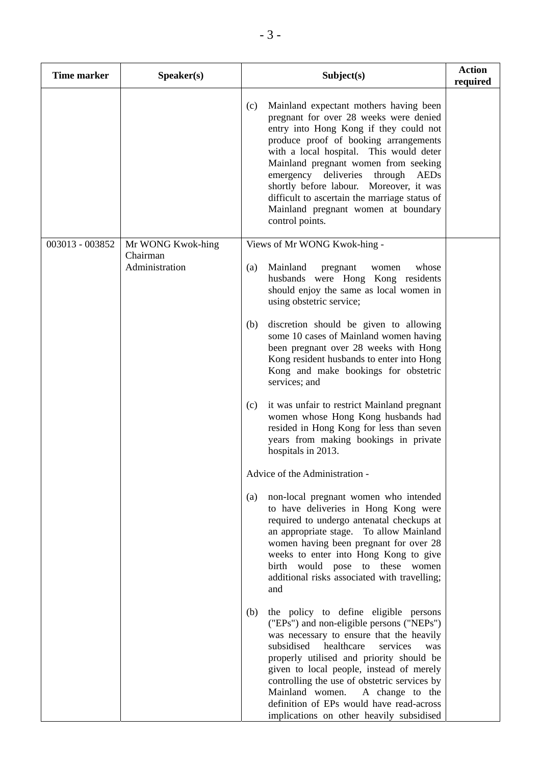| Time marker | Speaker(s) | Subject(s) | Action required |
|---|---|---|---|
| | | (c) Mainland expectant mothers having been pregnant for over 28 weeks were denied entry into Hong Kong if they could not produce proof of booking arrangements with a local hospital. This would deter Mainland pregnant women from seeking emergency deliveries through AEDs shortly before labour. Moreover, it was difficult to ascertain the marriage status of Mainland pregnant women at boundary control points. | |
| 003013 - 003852 | Mr WONG Kwok-hing<br>Chairman<br>Administration | Views of Mr WONG Kwok-hing -<br><br>(a) Mainland pregnant women whose husbands were Hong Kong residents should enjoy the same as local women in using obstetric service;<br><br>(b) discretion should be given to allowing some 10 cases of Mainland women having been pregnant over 28 weeks with Hong Kong resident husbands to enter into Hong Kong and make bookings for obstetric services; and<br><br>(c) it was unfair to restrict Mainland pregnant women whose Hong Kong husbands had resided in Hong Kong for less than seven years from making bookings in private hospitals in 2013.<br><br>Advice of the Administration -<br><br>(a) non-local pregnant women who intended to have deliveries in Hong Kong were required to undergo antenatal checkups at an appropriate stage. To allow Mainland women having been pregnant for over 28 weeks to enter into Hong Kong to give birth would pose to these women additional risks associated with travelling; and<br><br>(b) the policy to define eligible persons ("EPs") and non-eligible persons ("NEPs") was necessary to ensure that the heavily subsidised healthcare services was properly utilised and priority should be given to local people, instead of merely controlling the use of obstetric services by Mainland women. A change to the definition of EPs would have read-across implications on other heavily subsidised | |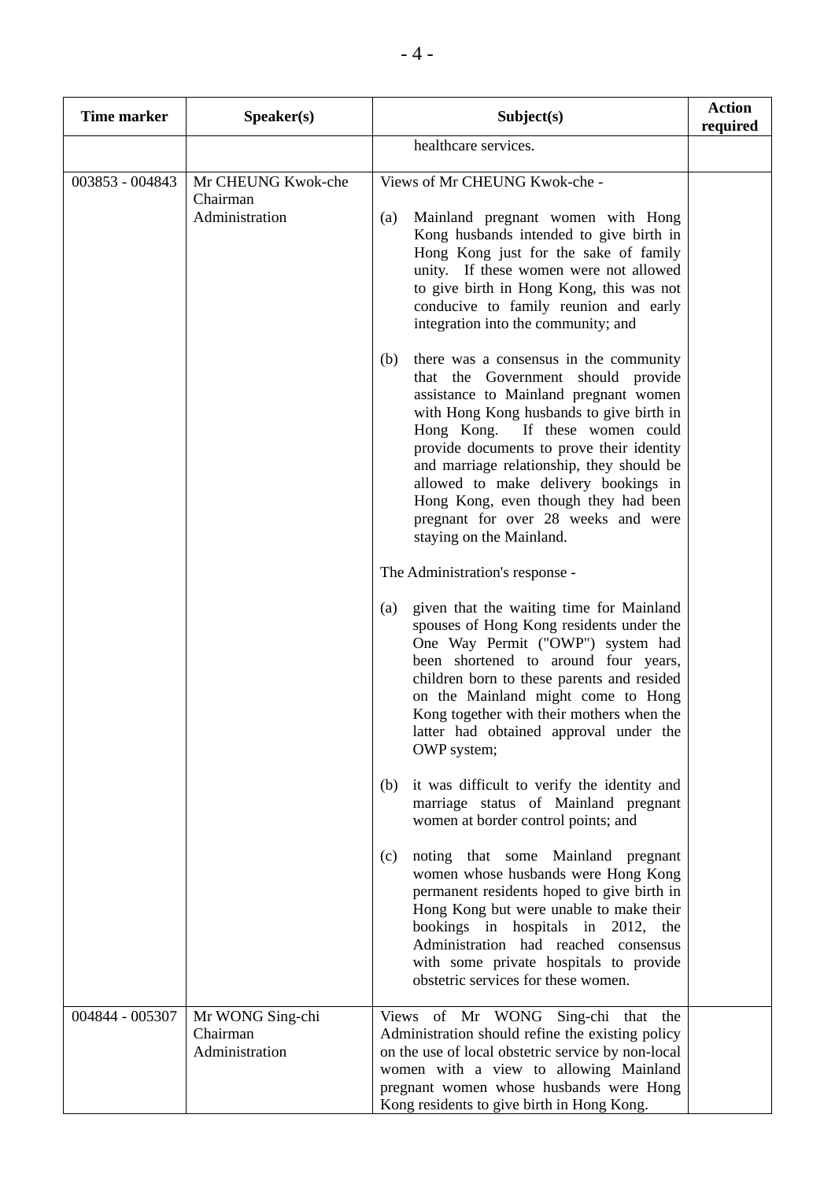| Time marker | Speaker(s) | Subject(s) | Action required |
|---|---|---|---|
| | | healthcare services. | |
| 003853 - 004843 | Mr CHEUNG Kwok-che<br>Chairman<br>Administration | Views of Mr CHEUNG Kwok-che -<br><br>(a) Mainland pregnant women with Hong Kong husbands intended to give birth in Hong Kong just for the sake of family unity. If these women were not allowed to give birth in Hong Kong, this was not conducive to family reunion and early integration into the community; and<br><br>(b) there was a consensus in the community that the Government should provide assistance to Mainland pregnant women with Hong Kong husbands to give birth in Hong Kong. If these women could provide documents to prove their identity and marriage relationship, they should be allowed to make delivery bookings in Hong Kong, even though they had been pregnant for over 28 weeks and were staying on the Mainland.<br><br>The Administration's response -<br><br>(a) given that the waiting time for Mainland spouses of Hong Kong residents under the One Way Permit ("OWP") system had been shortened to around four years, children born to these parents and resided on the Mainland might come to Hong Kong together with their mothers when the latter had obtained approval under the OWP system;<br><br>(b) it was difficult to verify the identity and marriage status of Mainland pregnant women at border control points; and<br><br>(c) noting that some Mainland pregnant women whose husbands were Hong Kong permanent residents hoped to give birth in Hong Kong but were unable to make their bookings in hospitals in 2012, the Administration had reached consensus with some private hospitals to provide obstetric services for these women. | |
| 004844 - 005307 | Mr WONG Sing-chi<br>Chairman<br>Administration | Views of Mr WONG Sing-chi that the Administration should refine the existing policy on the use of local obstetric service by non-local women with a view to allowing Mainland pregnant women whose husbands were Hong Kong residents to give birth in Hong Kong. | |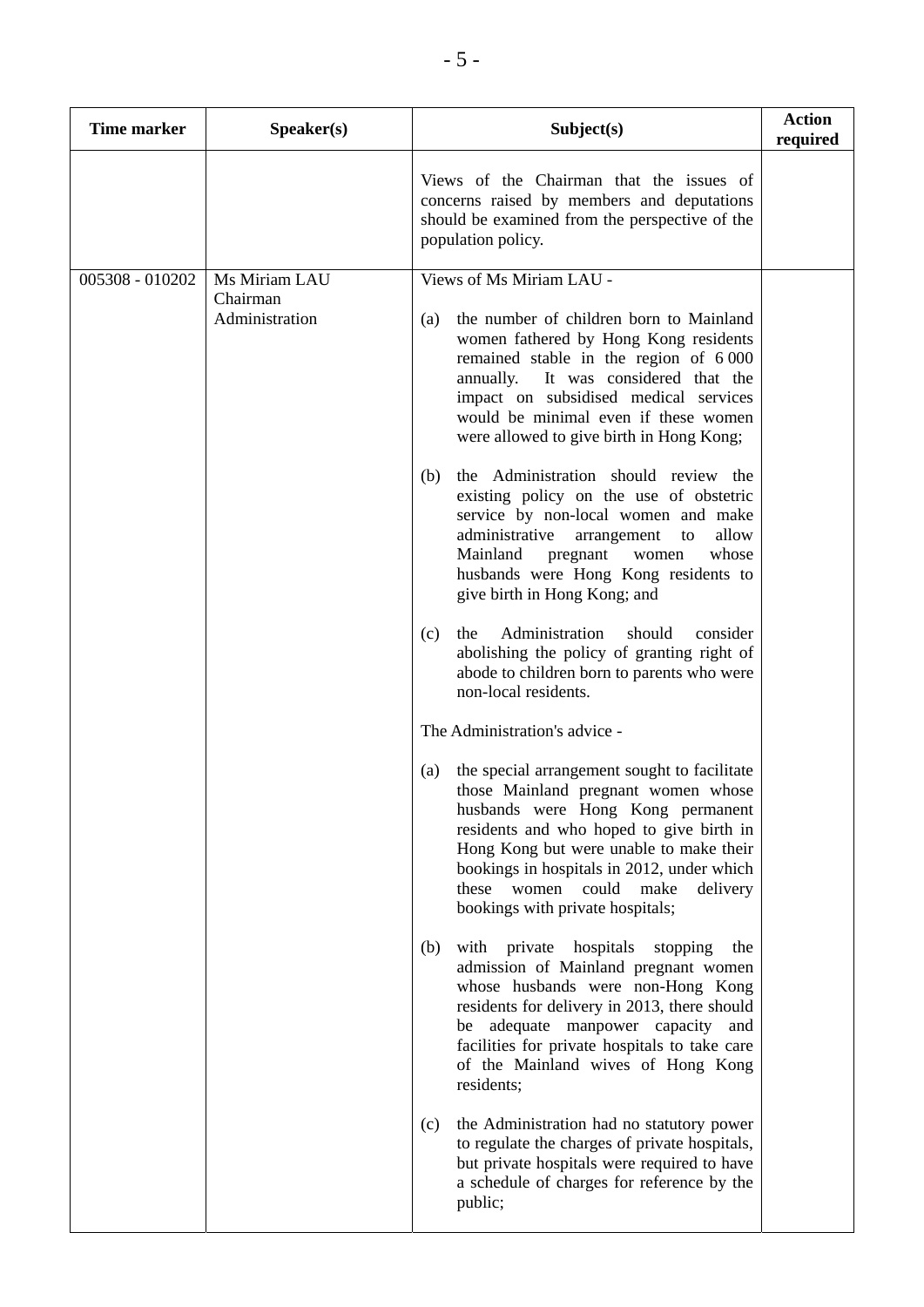| Time marker | Speaker(s) | Subject(s) | Action required |
|---|---|---|---|
| | | Views of the Chairman that the issues of concerns raised by members and deputations should be examined from the perspective of the population policy. | |
| 005308 - 010202 | Ms Miriam LAU<br>Chairman<br>Administration | Views of Ms Miriam LAU -<br><br>(a) the number of children born to Mainland women fathered by Hong Kong residents remained stable in the region of 6 000 annually. It was considered that the impact on subsidised medical services would be minimal even if these women were allowed to give birth in Hong Kong;<br><br>(b) the Administration should review the existing policy on the use of obstetric service by non-local women and make administrative arrangement to allow Mainland pregnant women whose husbands were Hong Kong residents to give birth in Hong Kong; and<br><br>(c) the Administration should consider abolishing the policy of granting right of abode to children born to parents who were non-local residents.<br><br>The Administration's advice -<br><br>(a) the special arrangement sought to facilitate those Mainland pregnant women whose husbands were Hong Kong permanent residents and who hoped to give birth in Hong Kong but were unable to make their bookings in hospitals in 2012, under which these women could make delivery bookings with private hospitals;<br><br>(b) with private hospitals stopping the admission of Mainland pregnant women whose husbands were non-Hong Kong residents for delivery in 2013, there should be adequate manpower capacity and facilities for private hospitals to take care of the Mainland wives of Hong Kong residents;<br><br>(c) the Administration had no statutory power to regulate the charges of private hospitals, but private hospitals were required to have a schedule of charges for reference by the public; | |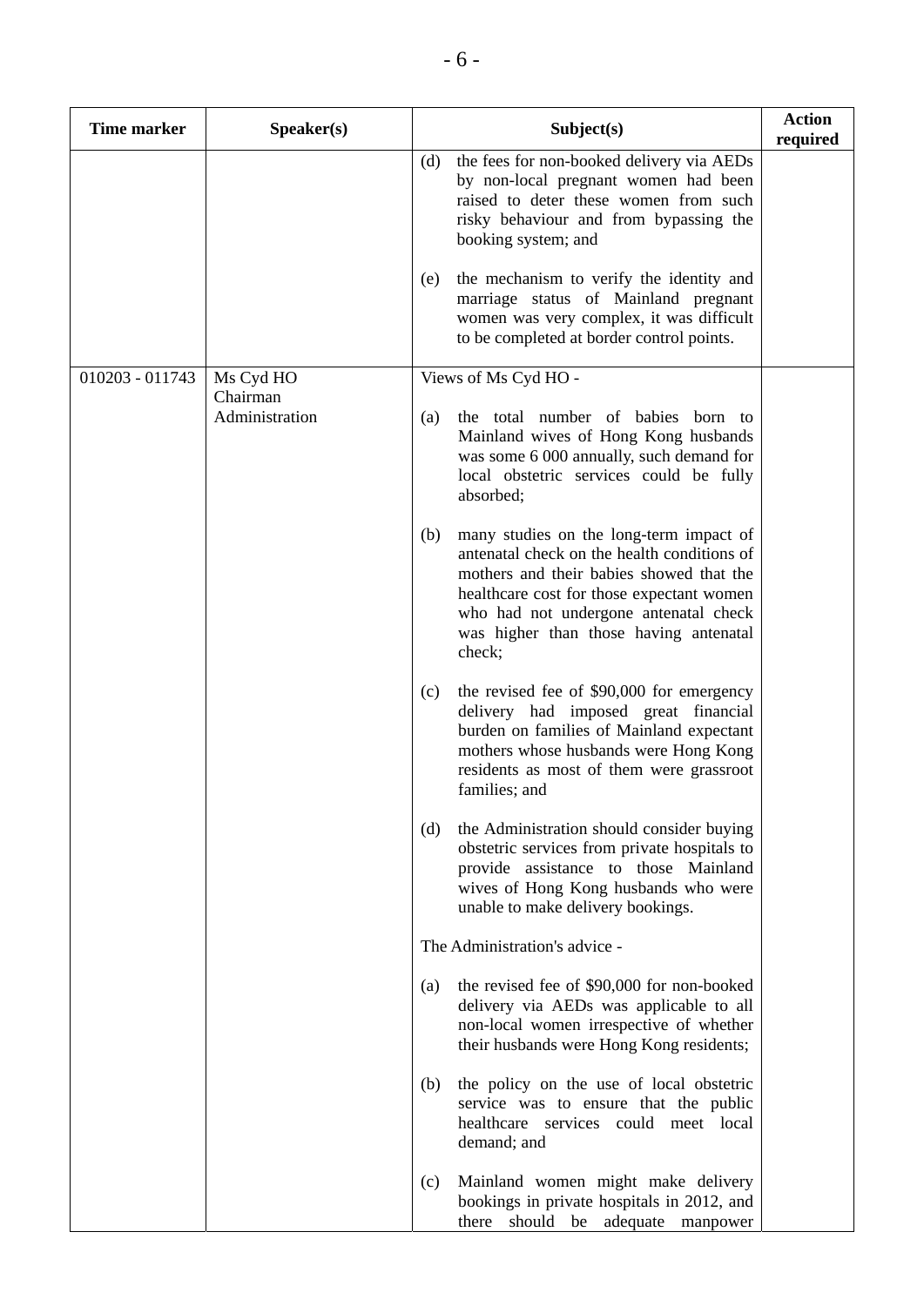| Time marker | Speaker(s) | Subject(s) | Action required |
|---|---|---|---|
| | | (d) the fees for non-booked delivery via AEDs by non-local pregnant women had been raised to deter these women from such risky behaviour and from bypassing the booking system; and<br><br>(e) the mechanism to verify the identity and marriage status of Mainland pregnant women was very complex, it was difficult to be completed at border control points. | |
| 010203 - 011743 | Ms Cyd HO<br>Chairman<br>Administration | Views of Ms Cyd HO -<br><br>(a) the total number of babies born to Mainland wives of Hong Kong husbands was some 6 000 annually, such demand for local obstetric services could be fully absorbed;<br><br>(b) many studies on the long-term impact of antenatal check on the health conditions of mothers and their babies showed that the healthcare cost for those expectant women who had not undergone antenatal check was higher than those having antenatal check;<br><br>(c) the revised fee of \$90,000 for emergency delivery had imposed great financial burden on families of Mainland expectant mothers whose husbands were Hong Kong residents as most of them were grassroot families; and<br><br>(d) the Administration should consider buying obstetric services from private hospitals to provide assistance to those Mainland wives of Hong Kong husbands who were unable to make delivery bookings.<br><br>The Administration's advice -<br><br>(a) the revised fee of \$90,000 for non-booked delivery via AEDs was applicable to all non-local women irrespective of whether their husbands were Hong Kong residents;<br><br>(b) the policy on the use of local obstetric service was to ensure that the public healthcare services could meet local demand; and<br><br>(c) Mainland women might make delivery bookings in private hospitals in 2012, and there should be adequate manpower | |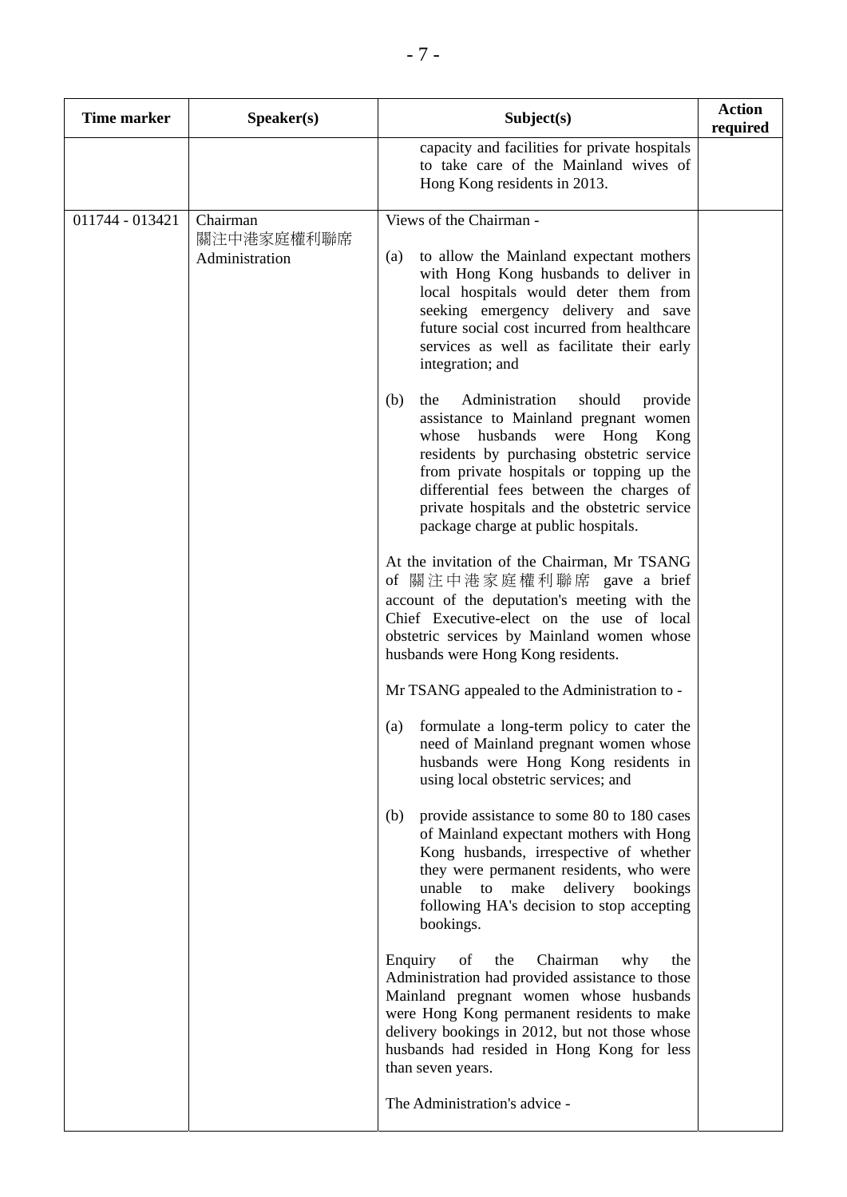| Time marker | Speaker(s) | Subject(s) | Action required |
|---|---|---|---|
| | | capacity and facilities for private hospitals to take care of the Mainland wives of Hong Kong residents in 2013. | |
| 011744 - 013421 | Chairman<br>關注中港家庭權利聯席<br>Administration | Views of the Chairman -<br><br>(a) to allow the Mainland expectant mothers with Hong Kong husbands to deliver in local hospitals would deter them from seeking emergency delivery and save future social cost incurred from healthcare services as well as facilitate their early integration; and<br><br>(b) the Administration should provide assistance to Mainland pregnant women whose husbands were Hong Kong residents by purchasing obstetric service from private hospitals or topping up the differential fees between the charges of private hospitals and the obstetric service package charge at public hospitals.<br><br>At the invitation of the Chairman, Mr TSANG of 關注中港家庭權利聯席 gave a brief account of the deputation's meeting with the Chief Executive-elect on the use of local obstetric services by Mainland women whose husbands were Hong Kong residents.<br><br>Mr TSANG appealed to the Administration to -<br><br>(a) formulate a long-term policy to cater the need of Mainland pregnant women whose husbands were Hong Kong residents in using local obstetric services; and<br><br>(b) provide assistance to some 80 to 180 cases of Mainland expectant mothers with Hong Kong husbands, irrespective of whether they were permanent residents, who were unable to make delivery bookings following HA's decision to stop accepting bookings.<br><br>Enquiry of the Chairman why the Administration had provided assistance to those Mainland pregnant women whose husbands were Hong Kong permanent residents to make delivery bookings in 2012, but not those whose husbands had resided in Hong Kong for less than seven years.<br><br>The Administration's advice - | |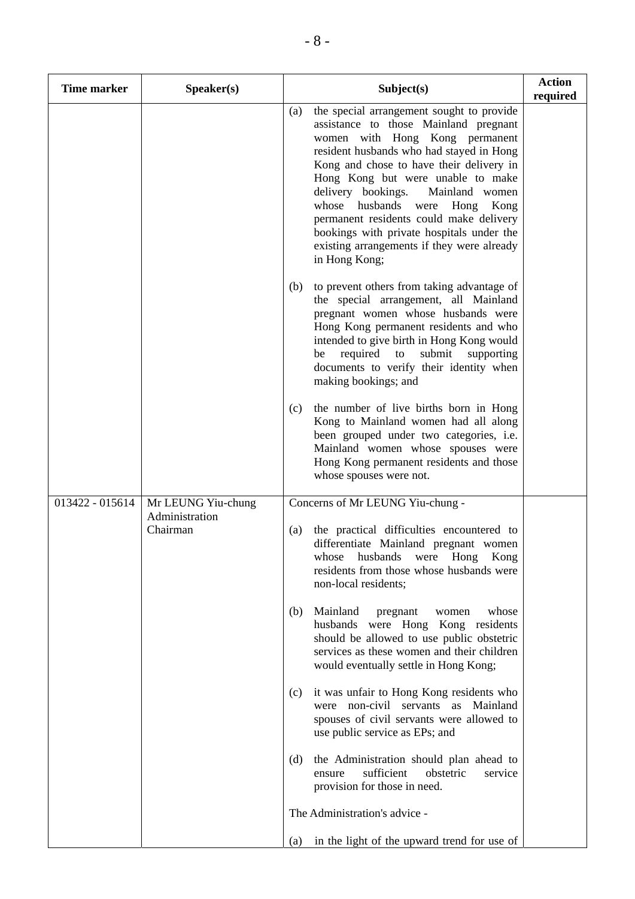| Time marker | Speaker(s) | Subject(s) | Action required |
|---|---|---|---|
| | | (a) the special arrangement sought to provide assistance to those Mainland pregnant women with Hong Kong permanent resident husbands who had stayed in Hong Kong and chose to have their delivery in Hong Kong but were unable to make delivery bookings. Mainland women whose husbands were Hong Kong permanent residents could make delivery bookings with private hospitals under the existing arrangements if they were already in Hong Kong;<br><br>(b) to prevent others from taking advantage of the special arrangement, all Mainland pregnant women whose husbands were Hong Kong permanent residents and who intended to give birth in Hong Kong would be required to submit supporting documents to verify their identity when making bookings; and<br><br>(c) the number of live births born in Hong Kong to Mainland women had all along been grouped under two categories, i.e. Mainland women whose spouses were Hong Kong permanent residents and those whose spouses were not. | |
| 013422 - 015614 | Mr LEUNG Yiu-chung<br>Administration<br>Chairman | Concerns of Mr LEUNG Yiu-chung -<br><br>(a) the practical difficulties encountered to differentiate Mainland pregnant women whose husbands were Hong Kong residents from those whose husbands were non-local residents;<br><br>(b) Mainland pregnant women whose husbands were Hong Kong residents should be allowed to use public obstetric services as these women and their children would eventually settle in Hong Kong;<br><br>(c) it was unfair to Hong Kong residents who were non-civil servants as Mainland spouses of civil servants were allowed to use public service as EPs; and<br><br>(d) the Administration should plan ahead to ensure sufficient obstetric service provision for those in need.<br><br>The Administration's advice -<br><br>(a) in the light of the upward trend for use of | |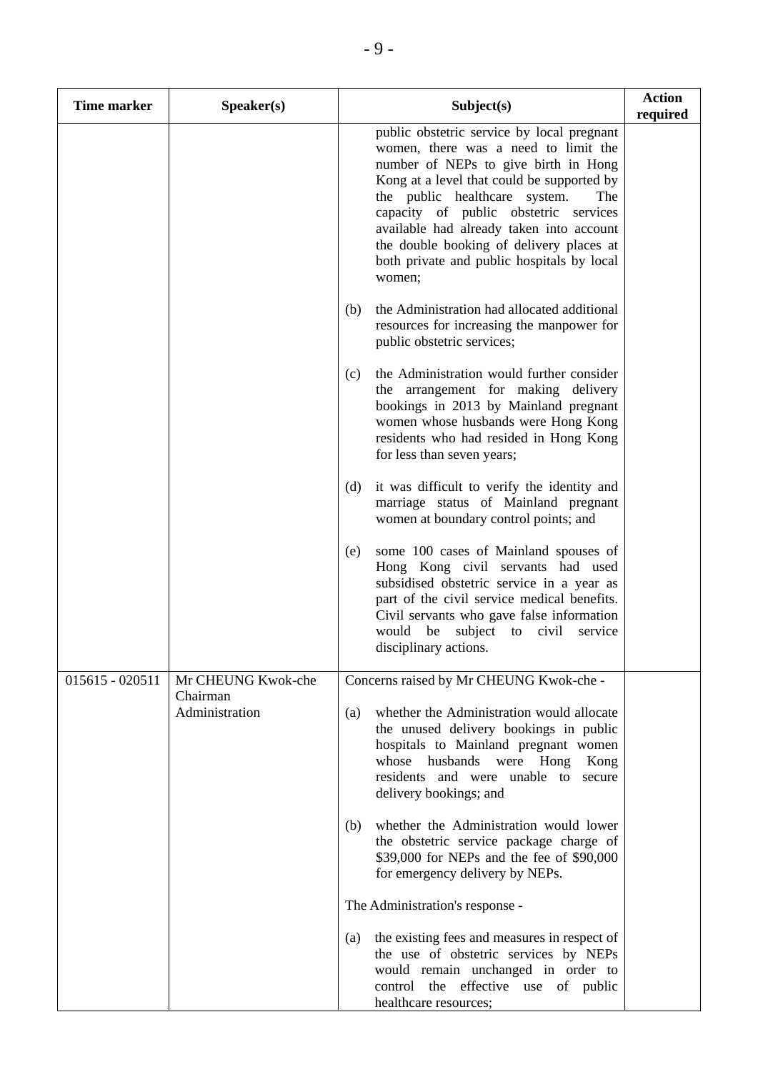| Time marker | Speaker(s) | Subject(s) | Action required |
|---|---|---|---|
| | | public obstetric service by local pregnant women, there was a need to limit the number of NEPs to give birth in Hong Kong at a level that could be supported by the public healthcare system. The capacity of public obstetric services available had already taken into account the double booking of delivery places at both private and public hospitals by local women;<br><br>(b) the Administration had allocated additional resources for increasing the manpower for public obstetric services;<br><br>(c) the Administration would further consider the arrangement for making delivery bookings in 2013 by Mainland pregnant women whose husbands were Hong Kong residents who had resided in Hong Kong for less than seven years;<br><br>(d) it was difficult to verify the identity and marriage status of Mainland pregnant women at boundary control points; and<br><br>(e) some 100 cases of Mainland spouses of Hong Kong civil servants had used subsidised obstetric service in a year as part of the civil service medical benefits. Civil servants who gave false information would be subject to civil service disciplinary actions. | |
| 015615 - 020511 | Mr CHEUNG Kwok-che<br>Chairman<br>Administration | Concerns raised by Mr CHEUNG Kwok-che -<br><br>(a) whether the Administration would allocate the unused delivery bookings in public hospitals to Mainland pregnant women whose husbands were Hong Kong residents and were unable to secure delivery bookings; and<br><br>(b) whether the Administration would lower the obstetric service package charge of $39,000 for NEPs and the fee of $90,000 for emergency delivery by NEPs.<br><br>The Administration's response -<br><br>(a) the existing fees and measures in respect of the use of obstetric services by NEPs would remain unchanged in order to control the effective use of public healthcare resources; | |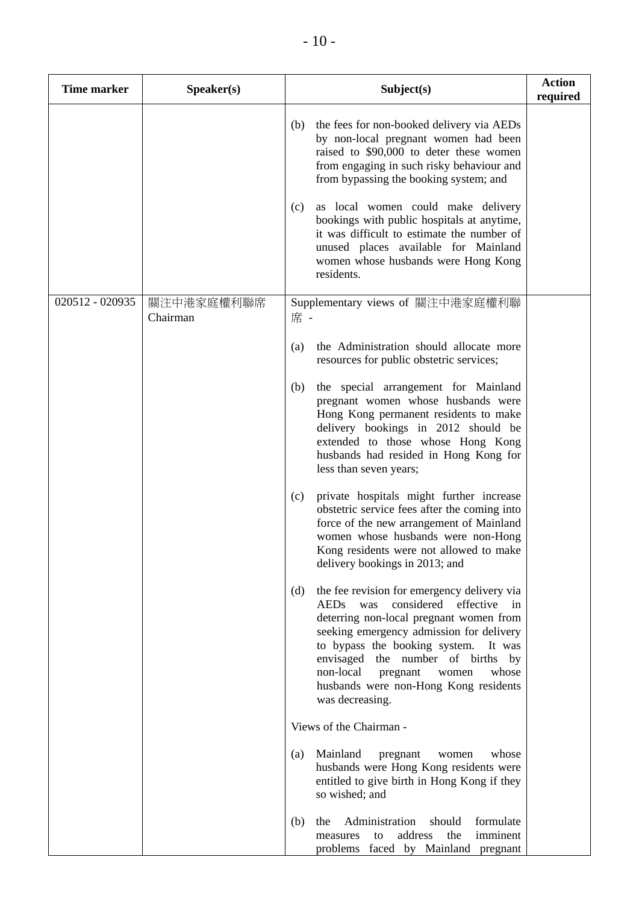| Time marker | Speaker(s) | Subject(s) | Action required |
|---|---|---|---|
| | | (b) the fees for non-booked delivery via AEDs by non-local pregnant women had been raised to $90,000 to deter these women from engaging in such risky behaviour and from bypassing the booking system; and<br><br>(c) as local women could make delivery bookings with public hospitals at anytime, it was difficult to estimate the number of unused places available for Mainland women whose husbands were Hong Kong residents. | |
| 020512 - 020935 | 關注中港家庭權利聯席<br>Chairman | Supplementary views of 關注中港家庭權利聯席 -<br><br>(a) the Administration should allocate more resources for public obstetric services;<br><br>(b) the special arrangement for Mainland pregnant women whose husbands were Hong Kong permanent residents to make delivery bookings in 2012 should be extended to those whose Hong Kong husbands had resided in Hong Kong for less than seven years;<br><br>(c) private hospitals might further increase obstetric service fees after the coming into force of the new arrangement of Mainland women whose husbands were non-Hong Kong residents were not allowed to make delivery bookings in 2013; and<br><br>(d) the fee revision for emergency delivery via AEDs was considered effective in deterring non-local pregnant women from seeking emergency admission for delivery to bypass the booking system. It was envisaged the number of births by non-local pregnant women whose husbands were non-Hong Kong residents was decreasing.<br><br>Views of the Chairman -<br><br>(a) Mainland pregnant women whose husbands were Hong Kong residents were entitled to give birth in Hong Kong if they so wished; and<br><br>(b) the Administration should formulate measures to address the imminent problems faced by Mainland pregnant | |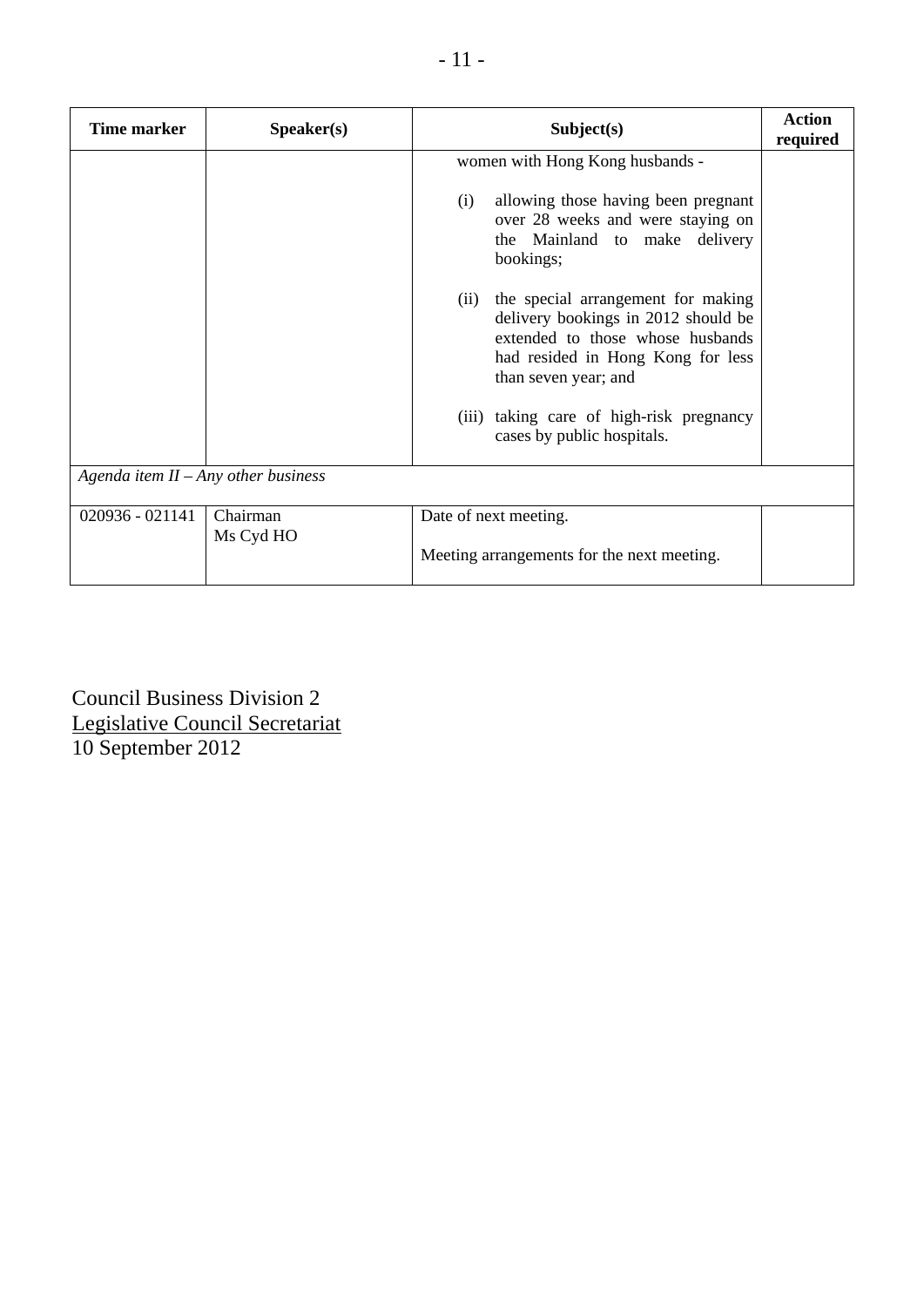| Time marker | Speaker(s) | Subject(s) | Action required |
|---|---|---|---|
| | | women with Hong Kong husbands -<br><br>(i) allowing those having been pregnant over 28 weeks and were staying on the Mainland to make delivery bookings;<br><br>(ii) the special arrangement for making delivery bookings in 2012 should be extended to those whose husbands had resided in Hong Kong for less than seven year; and<br><br>(iii) taking care of high-risk pregnancy cases by public hospitals. | |
| *Agenda item II – Any other business* | | | |
| 020936 - 021141 | Chairman<br>Ms Cyd HO | Date of next meeting.<br><br>Meeting arrangements for the next meeting. | |

Council Business Division 2
Legislative Council Secretariat
10 September 2012